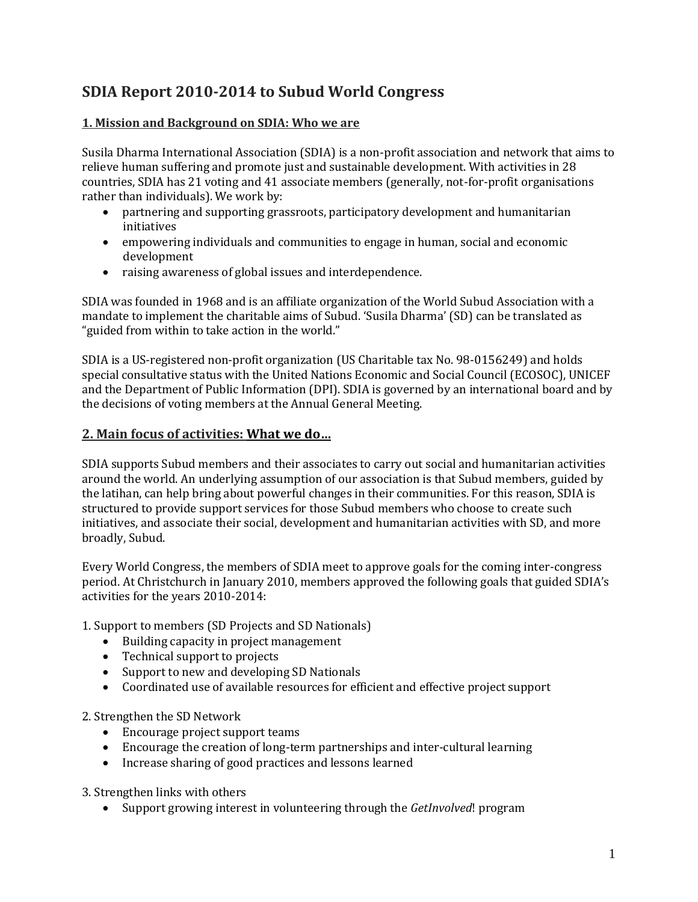# SDIA Report 2010-2014 to Subud World Congress

## 1. Mission and Background on SDIA: Who we are

Susila Dharma International Association (SDIA) is a non-profit association and network that aims to relieve human suffering and promote just and sustainable development. With activities in 28 countries, SDIA has 21 voting and 41 associate members (generally, not-for-profit organisations rather than individuals). We work by:

- partnering and supporting grassroots, participatory development and humanitarian initiatives
- empowering individuals and communities to engage in human, social and economic development
- raising awareness of global issues and interdependence.

SDIA was founded in 1968 and is an affiliate organization of the World Subud Association with a mandate to implement the charitable aims of Subud. 'Susila Dharma' (SD) can be translated as "guided from within to take action in the world."

SDIA is a US-registered non-profit organization (US Charitable tax No. 98-0156249) and holds special consultative status with the United Nations Economic and Social Council (ECOSOC), UNICEF and the Department of Public Information (DPI). SDIA is governed by an international board and by the decisions of voting members at the Annual General Meeting.

## 2. Main focus of activities: What we do…

SDIA supports Subud members and their associates to carry out social and humanitarian activities around the world. An underlying assumption of our association is that Subud members, guided by the latihan, can help bring about powerful changes in their communities. For this reason, SDIA is structured to provide support services for those Subud members who choose to create such initiatives, and associate their social, development and humanitarian activities with SD, and more broadly, Subud.

Every World Congress, the members of SDIA meet to approve goals for the coming inter-congress period. At Christchurch in January 2010, members approved the following goals that guided SDIA's activities for the years 2010-2014:

1. Support to members (SD Projects and SD Nationals)
   - Building capacity in project management
   - Technical support to projects
   - Support to new and developing SD Nationals
   - Coordinated use of available resources for efficient and effective project support

2. Strengthen the SD Network
   - Encourage project support teams
   - Encourage the creation of long-term partnerships and inter-cultural learning
   - Increase sharing of good practices and lessons learned

3. Strengthen links with others
   - Support growing interest in volunteering through the *GetInvolved*! program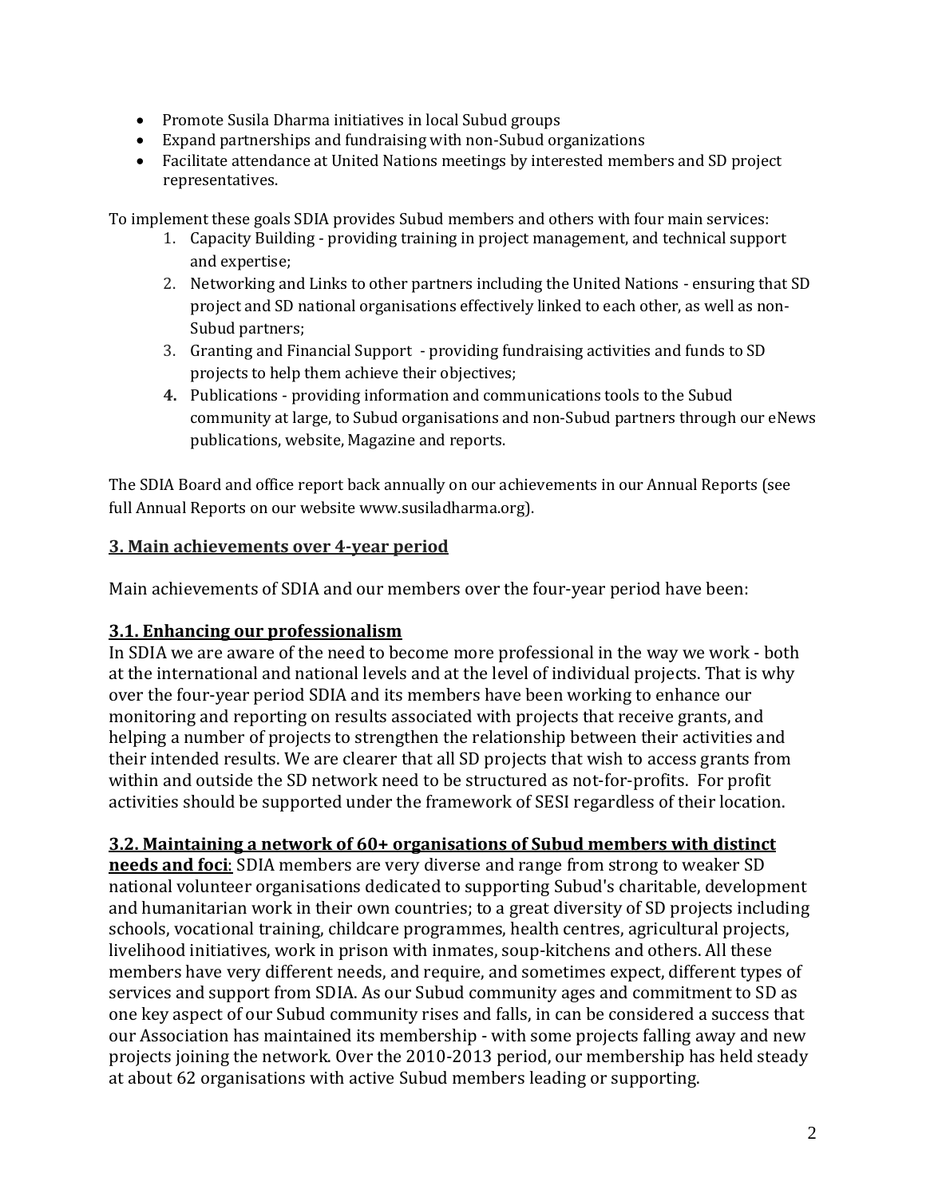- Promote Susila Dharma initiatives in local Subud groups
- Expand partnerships and fundraising with non-Subud organizations
- Facilitate attendance at United Nations meetings by interested members and SD project representatives.

To implement these goals SDIA provides Subud members and others with four main services:

1. Capacity Building - providing training in project management, and technical support and expertise;
2. Networking and Links to other partners including the United Nations - ensuring that SD project and SD national organisations effectively linked to each other, as well as non-Subud partners;
3. Granting and Financial Support - providing fundraising activities and funds to SD projects to help them achieve their objectives;
4. **Publications** - providing information and communications tools to the Subud community at large, to Subud organisations and non-Subud partners through our eNews publications, website, Magazine and reports.

The SDIA Board and office report back annually on our achievements in our Annual Reports (see full Annual Reports on our website www.susiladharma.org).

## 3. Main achievements over 4-year period

Main achievements of SDIA and our members over the four-year period have been:

### 3.1. Enhancing our professionalism

In SDIA we are aware of the need to become more professional in the way we work - both at the international and national levels and at the level of individual projects. That is why over the four-year period SDIA and its members have been working to enhance our monitoring and reporting on results associated with projects that receive grants, and helping a number of projects to strengthen the relationship between their activities and their intended results. We are clearer that all SD projects that wish to access grants from within and outside the SD network need to be structured as not-for-profits. For profit activities should be supported under the framework of SESI regardless of their location.

**3.2. Maintaining a network of 60+ organisations of Subud members with distinct needs and foci**: SDIA members are very diverse and range from strong to weaker SD national volunteer organisations dedicated to supporting Subud's charitable, development and humanitarian work in their own countries; to a great diversity of SD projects including schools, vocational training, childcare programmes, health centres, agricultural projects, livelihood initiatives, work in prison with inmates, soup-kitchens and others. All these members have very different needs, and require, and sometimes expect, different types of services and support from SDIA. As our Subud community ages and commitment to SD as one key aspect of our Subud community rises and falls, in can be considered a success that our Association has maintained its membership - with some projects falling away and new projects joining the network. Over the 2010-2013 period, our membership has held steady at about 62 organisations with active Subud members leading or supporting.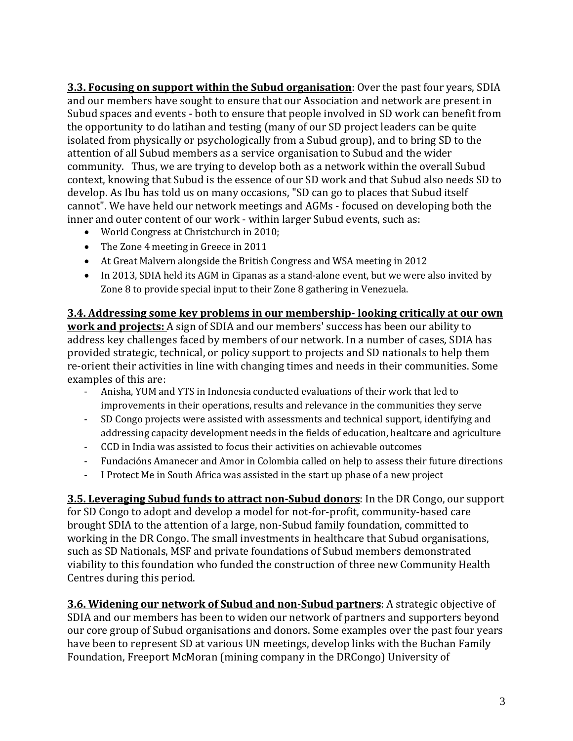**3.3. Focusing on support within the Subud organisation**: Over the past four years, SDIA and our members have sought to ensure that our Association and network are present in Subud spaces and events - both to ensure that people involved in SD work can benefit from the opportunity to do latihan and testing (many of our SD project leaders can be quite isolated from physically or psychologically from a Subud group), and to bring SD to the attention of all Subud members as a service organisation to Subud and the wider community. Thus, we are trying to develop both as a network within the overall Subud context, knowing that Subud is the essence of our SD work and that Subud also needs SD to develop. As Ibu has told us on many occasions, "SD can go to places that Subud itself cannot". We have held our network meetings and AGMs - focused on developing both the inner and outer content of our work - within larger Subud events, such as:

- World Congress at Christchurch in 2010;
- The Zone 4 meeting in Greece in 2011
- At Great Malvern alongside the British Congress and WSA meeting in 2012
- In 2013, SDIA held its AGM in Cipanas as a stand-alone event, but we were also invited by Zone 8 to provide special input to their Zone 8 gathering in Venezuela.

**3.4. Addressing some key problems in our membership- looking critically at our own work and projects:** A sign of SDIA and our members' success has been our ability to address key challenges faced by members of our network. In a number of cases, SDIA has provided strategic, technical, or policy support to projects and SD nationals to help them re-orient their activities in line with changing times and needs in their communities. Some examples of this are:

- Anisha, YUM and YTS in Indonesia conducted evaluations of their work that led to improvements in their operations, results and relevance in the communities they serve
- SD Congo projects were assisted with assessments and technical support, identifying and addressing capacity development needs in the fields of education, healtcare and agriculture
- CCD in India was assisted to focus their activities on achievable outcomes
- Fundacións Amanecer and Amor in Colombia called on help to assess their future directions
- I Protect Me in South Africa was assisted in the start up phase of a new project

**3.5. Leveraging Subud funds to attract non-Subud donors**: In the DR Congo, our support for SD Congo to adopt and develop a model for not-for-profit, community-based care brought SDIA to the attention of a large, non-Subud family foundation, committed to working in the DR Congo. The small investments in healthcare that Subud organisations, such as SD Nationals, MSF and private foundations of Subud members demonstrated viability to this foundation who funded the construction of three new Community Health Centres during this period.

**3.6. Widening our network of Subud and non-Subud partners**: A strategic objective of SDIA and our members has been to widen our network of partners and supporters beyond our core group of Subud organisations and donors. Some examples over the past four years have been to represent SD at various UN meetings, develop links with the Buchan Family Foundation, Freeport McMoran (mining company in the DRCongo) University of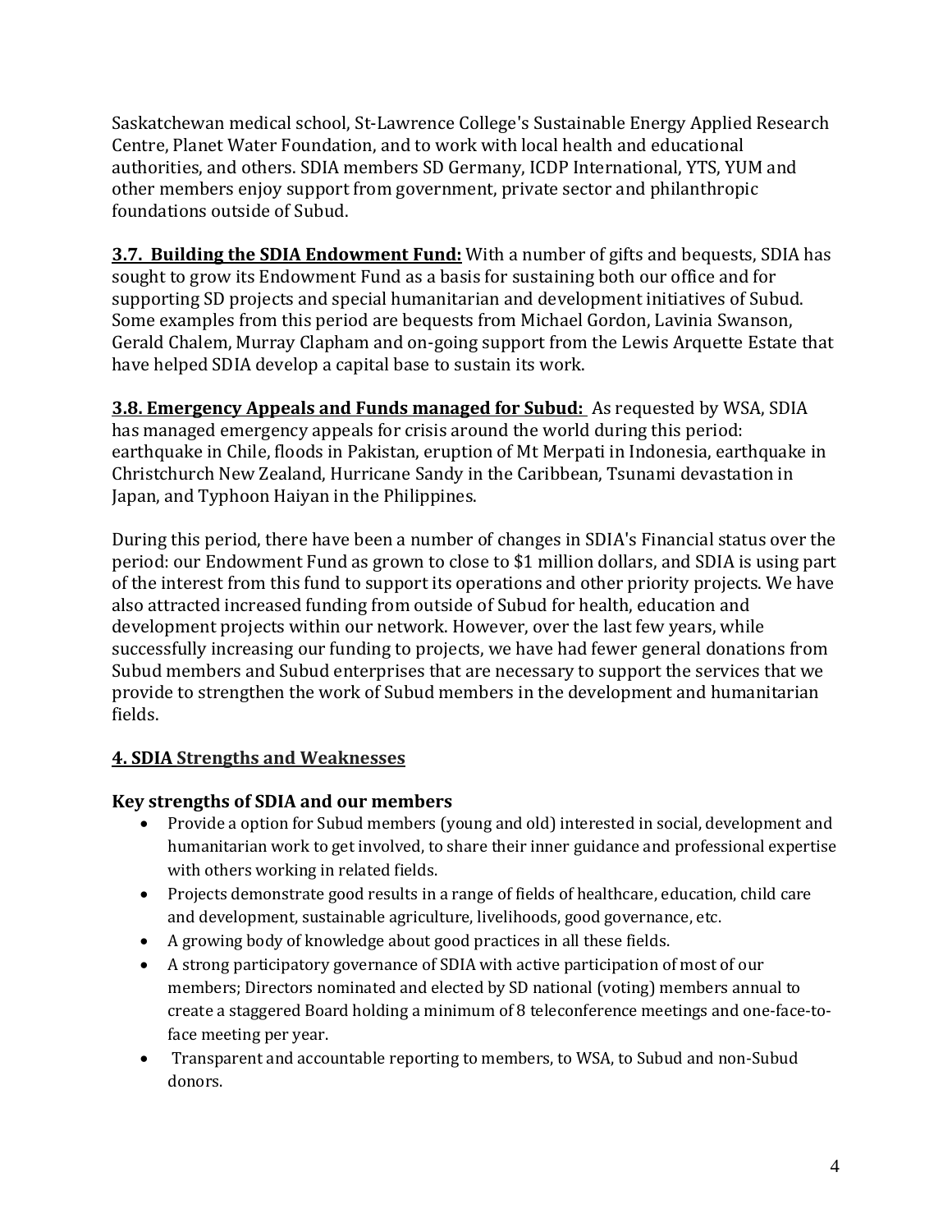Saskatchewan medical school, St-Lawrence College's Sustainable Energy Applied Research Centre, Planet Water Foundation, and to work with local health and educational authorities, and others. SDIA members SD Germany, ICDP International, YTS, YUM and other members enjoy support from government, private sector and philanthropic foundations outside of Subud.

**<u>3.7. Building the SDIA Endowment Fund:</u>** With a number of gifts and bequests, SDIA has sought to grow its Endowment Fund as a basis for sustaining both our office and for supporting SD projects and special humanitarian and development initiatives of Subud. Some examples from this period are bequests from Michael Gordon, Lavinia Swanson, Gerald Chalem, Murray Clapham and on-going support from the Lewis Arquette Estate that have helped SDIA develop a capital base to sustain its work.

**<u>3.8. Emergency Appeals and Funds managed for Subud:</u>** As requested by WSA, SDIA has managed emergency appeals for crisis around the world during this period: earthquake in Chile, floods in Pakistan, eruption of Mt Merpati in Indonesia, earthquake in Christchurch New Zealand, Hurricane Sandy in the Caribbean, Tsunami devastation in Japan, and Typhoon Haiyan in the Philippines.

During this period, there have been a number of changes in SDIA's Financial status over the period: our Endowment Fund as grown to close to $1 million dollars, and SDIA is using part of the interest from this fund to support its operations and other priority projects. We have also attracted increased funding from outside of Subud for health, education and development projects within our network. However, over the last few years, while successfully increasing our funding to projects, we have had fewer general donations from Subud members and Subud enterprises that are necessary to support the services that we provide to strengthen the work of Subud members in the development and humanitarian fields.

## <u>4. SDIA Strengths and Weaknesses</u>

### Key strengths of SDIA and our members

- Provide a option for Subud members (young and old) interested in social, development and humanitarian work to get involved, to share their inner guidance and professional expertise with others working in related fields.
- Projects demonstrate good results in a range of fields of healthcare, education, child care and development, sustainable agriculture, livelihoods, good governance, etc.
- A growing body of knowledge about good practices in all these fields.
- A strong participatory governance of SDIA with active participation of most of our members; Directors nominated and elected by SD national (voting) members annual to create a staggered Board holding a minimum of 8 teleconference meetings and one-face-to-face meeting per year.
- Transparent and accountable reporting to members, to WSA, to Subud and non-Subud donors.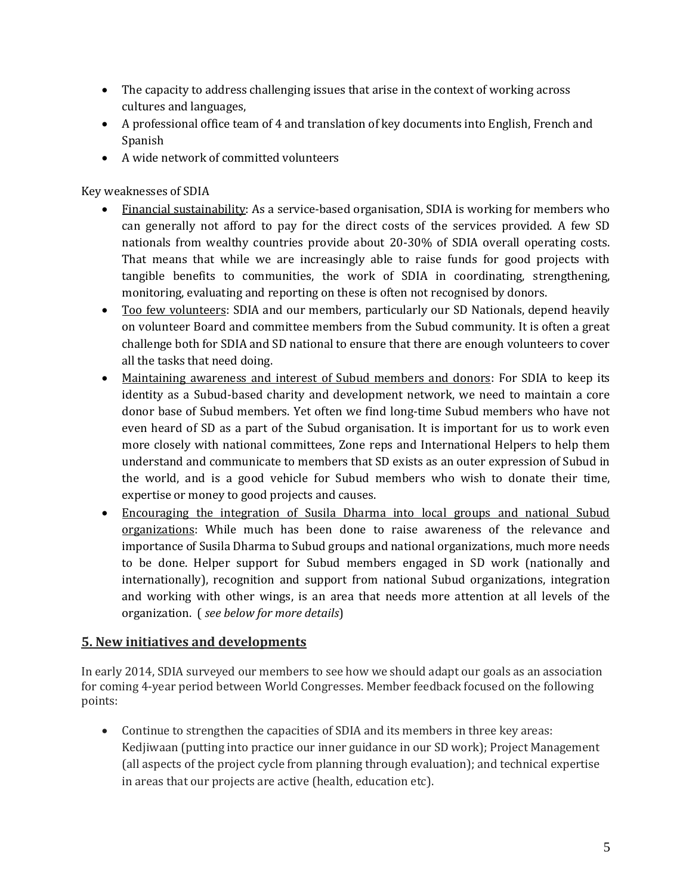- The capacity to address challenging issues that arise in the context of working across cultures and languages,
- A professional office team of 4 and translation of key documents into English, French and Spanish
- A wide network of committed volunteers

Key weaknesses of SDIA

- <u>Financial sustainability</u>: As a service-based organisation, SDIA is working for members who can generally not afford to pay for the direct costs of the services provided. A few SD nationals from wealthy countries provide about 20-30% of SDIA overall operating costs. That means that while we are increasingly able to raise funds for good projects with tangible benefits to communities, the work of SDIA in coordinating, strengthening, monitoring, evaluating and reporting on these is often not recognised by donors.
- <u>Too few volunteers</u>: SDIA and our members, particularly our SD Nationals, depend heavily on volunteer Board and committee members from the Subud community. It is often a great challenge both for SDIA and SD national to ensure that there are enough volunteers to cover all the tasks that need doing.
- <u>Maintaining awareness and interest of Subud members and donors</u>: For SDIA to keep its identity as a Subud-based charity and development network, we need to maintain a core donor base of Subud members. Yet often we find long-time Subud members who have not even heard of SD as a part of the Subud organisation. It is important for us to work even more closely with national committees, Zone reps and International Helpers to help them understand and communicate to members that SD exists as an outer expression of Subud in the world, and is a good vehicle for Subud members who wish to donate their time, expertise or money to good projects and causes.
- <u>Encouraging the integration of Susila Dharma into local groups and national Subud organizations</u>: While much has been done to raise awareness of the relevance and importance of Susila Dharma to Subud groups and national organizations, much more needs to be done. Helper support for Subud members engaged in SD work (nationally and internationally), recognition and support from national Subud organizations, integration and working with other wings, is an area that needs more attention at all levels of the organization. ( *see below for more details*)

## <u>5. New initiatives and developments</u>

In early 2014, SDIA surveyed our members to see how we should adapt our goals as an association for coming 4-year period between World Congresses. Member feedback focused on the following points:

- Continue to strengthen the capacities of SDIA and its members in three key areas: Kedjiwaan (putting into practice our inner guidance in our SD work); Project Management (all aspects of the project cycle from planning through evaluation); and technical expertise in areas that our projects are active (health, education etc).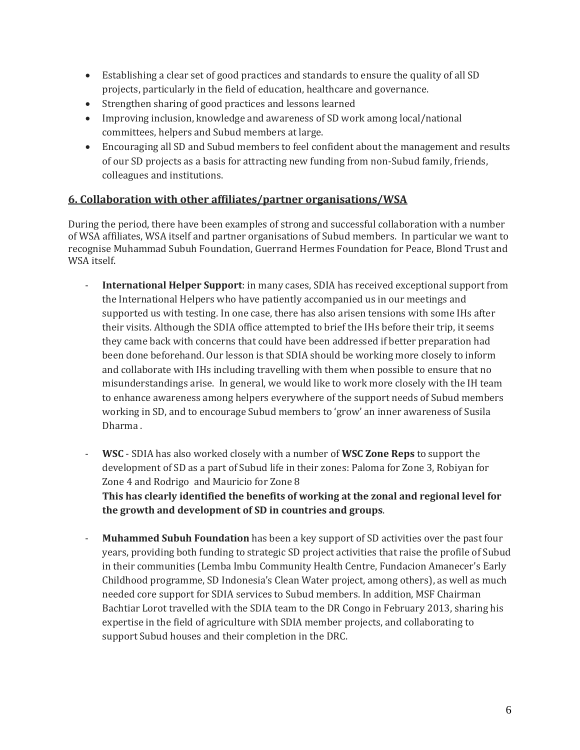- Establishing a clear set of good practices and standards to ensure the quality of all SD projects, particularly in the field of education, healthcare and governance.
- Strengthen sharing of good practices and lessons learned
- Improving inclusion, knowledge and awareness of SD work among local/national committees, helpers and Subud members at large.
- Encouraging all SD and Subud members to feel confident about the management and results of our SD projects as a basis for attracting new funding from non-Subud family, friends, colleagues and institutions.

## 6. Collaboration with other affiliates/partner organisations/WSA

During the period, there have been examples of strong and successful collaboration with a number of WSA affiliates, WSA itself and partner organisations of Subud members. In particular we want to recognise Muhammad Subuh Foundation, Guerrand Hermes Foundation for Peace, Blond Trust and WSA itself.

- **International Helper Support**: in many cases, SDIA has received exceptional support from the International Helpers who have patiently accompanied us in our meetings and supported us with testing. In one case, there has also arisen tensions with some IHs after their visits. Although the SDIA office attempted to brief the IHs before their trip, it seems they came back with concerns that could have been addressed if better preparation had been done beforehand. Our lesson is that SDIA should be working more closely to inform and collaborate with IHs including travelling with them when possible to ensure that no misunderstandings arise. In general, we would like to work more closely with the IH team to enhance awareness among helpers everywhere of the support needs of Subud members working in SD, and to encourage Subud members to 'grow' an inner awareness of Susila Dharma .

- **WSC** - SDIA has also worked closely with a number of **WSC Zone Reps** to support the development of SD as a part of Subud life in their zones: Paloma for Zone 3, Robiyan for Zone 4 and Rodrigo and Mauricio for Zone 8
  **This has clearly identified the benefits of working at the zonal and regional level for the growth and development of SD in countries and groups**.

- **Muhammed Subuh Foundation** has been a key support of SD activities over the past four years, providing both funding to strategic SD project activities that raise the profile of Subud in their communities (Lemba Imbu Community Health Centre, Fundacion Amanecer's Early Childhood programme, SD Indonesia's Clean Water project, among others), as well as much needed core support for SDIA services to Subud members. In addition, MSF Chairman Bachtiar Lorot travelled with the SDIA team to the DR Congo in February 2013, sharing his expertise in the field of agriculture with SDIA member projects, and collaborating to support Subud houses and their completion in the DRC.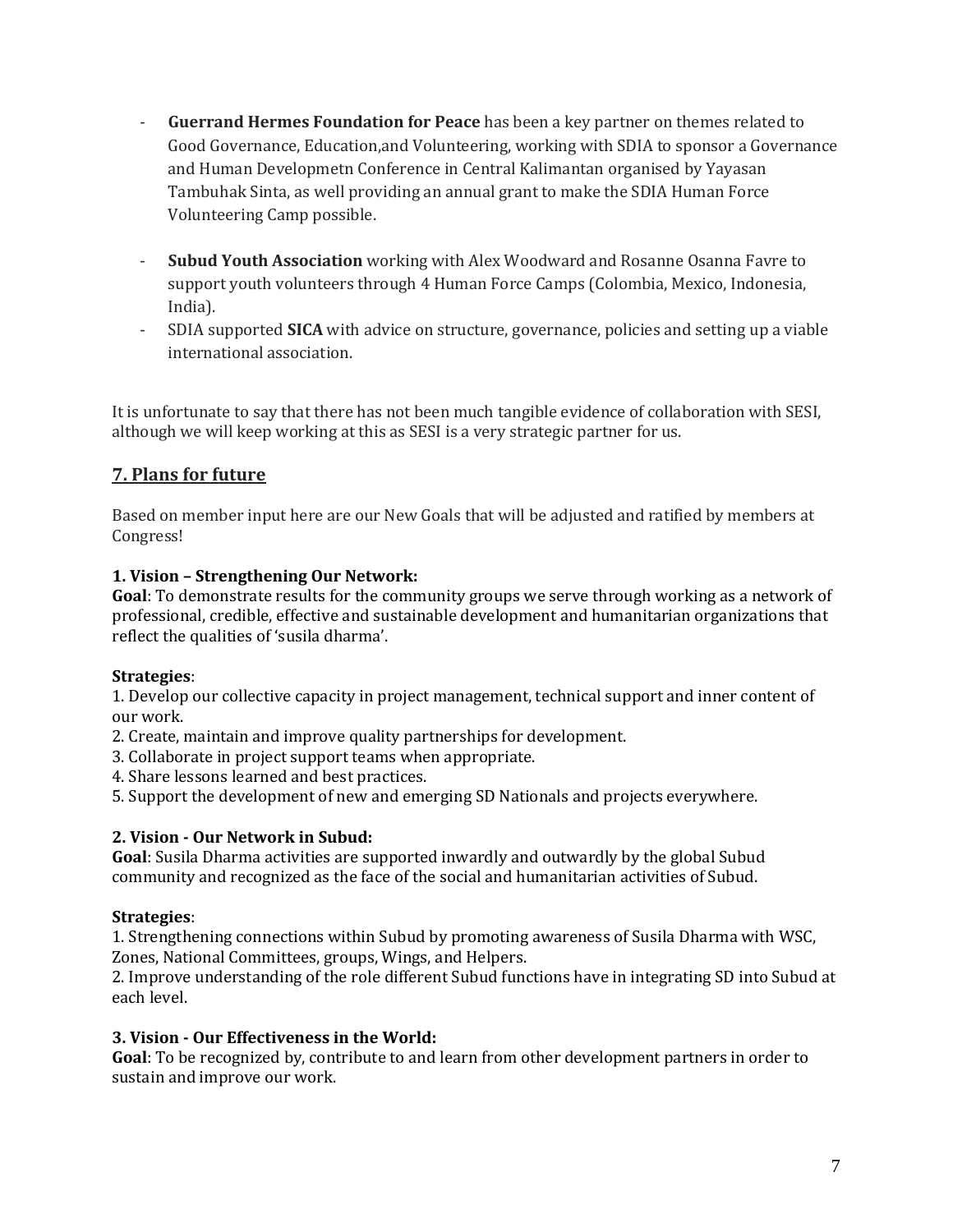- **Guerrand Hermes Foundation for Peace** has been a key partner on themes related to Good Governance, Education,and Volunteering, working with SDIA to sponsor a Governance and Human Developmetn Conference in Central Kalimantan organised by Yayasan Tambuhak Sinta, as well providing an annual grant to make the SDIA Human Force Volunteering Camp possible.

- **Subud Youth Association** working with Alex Woodward and Rosanne Osanna Favre to support youth volunteers through 4 Human Force Camps (Colombia, Mexico, Indonesia, India).
- SDIA supported **SICA** with advice on structure, governance, policies and setting up a viable international association.

It is unfortunate to say that there has not been much tangible evidence of collaboration with SESI, although we will keep working at this as SESI is a very strategic partner for us.

## 7. Plans for future

Based on member input here are our New Goals that will be adjusted and ratified by members at Congress!

**1. Vision – Strengthening Our Network:**
**Goal**: To demonstrate results for the community groups we serve through working as a network of professional, credible, effective and sustainable development and humanitarian organizations that reflect the qualities of 'susila dharma'.

**Strategies**:
1. Develop our collective capacity in project management, technical support and inner content of our work.
2. Create, maintain and improve quality partnerships for development.
3. Collaborate in project support teams when appropriate.
4. Share lessons learned and best practices.
5. Support the development of new and emerging SD Nationals and projects everywhere.

**2. Vision - Our Network in Subud:**
**Goal**: Susila Dharma activities are supported inwardly and outwardly by the global Subud community and recognized as the face of the social and humanitarian activities of Subud.

**Strategies**:
1. Strengthening connections within Subud by promoting awareness of Susila Dharma with WSC, Zones, National Committees, groups, Wings, and Helpers.
2. Improve understanding of the role different Subud functions have in integrating SD into Subud at each level.

**3. Vision - Our Effectiveness in the World:**
**Goal**: To be recognized by, contribute to and learn from other development partners in order to sustain and improve our work.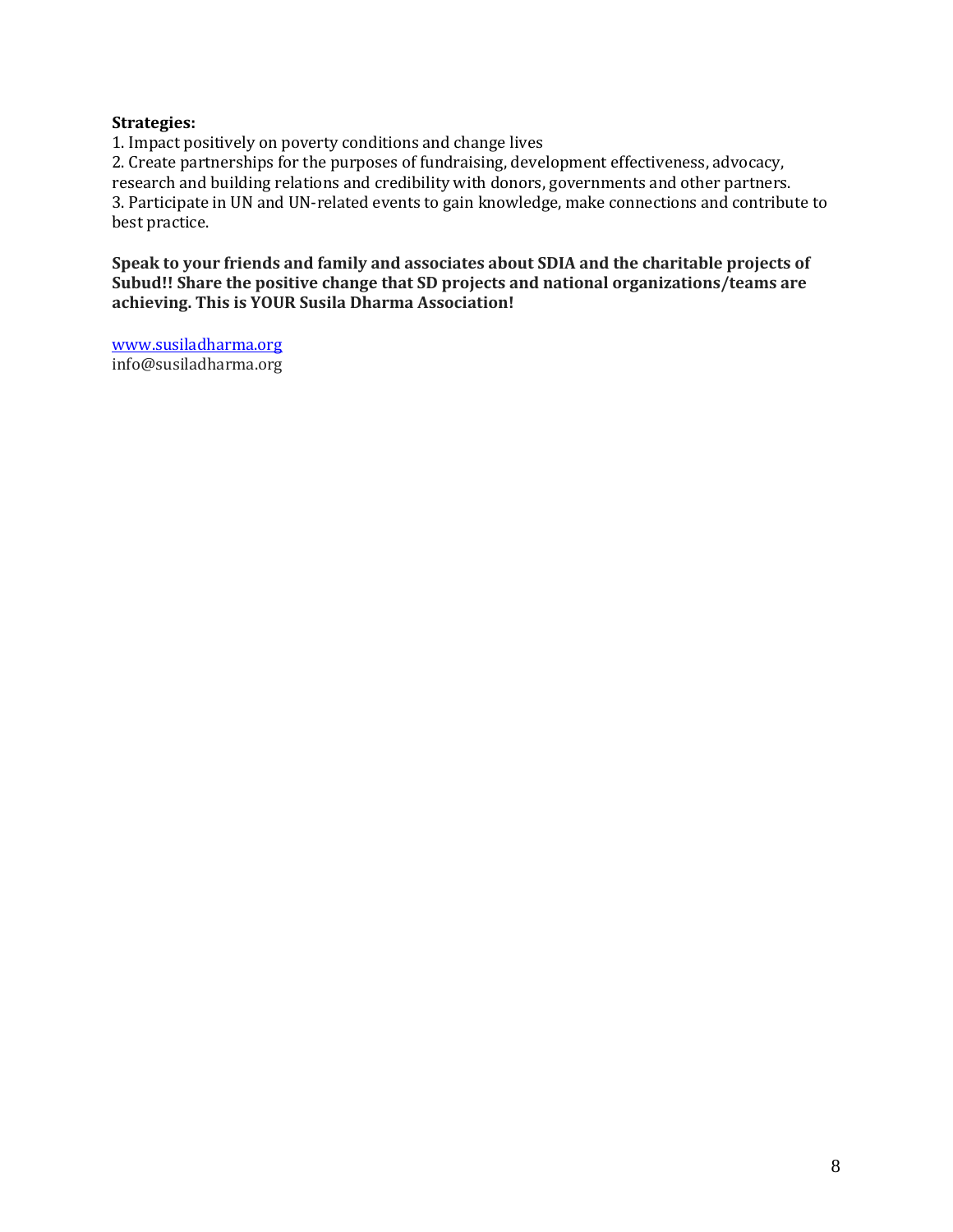**Strategies:**

1. Impact positively on poverty conditions and change lives
2. Create partnerships for the purposes of fundraising, development effectiveness, advocacy, research and building relations and credibility with donors, governments and other partners.
3. Participate in UN and UN-related events to gain knowledge, make connections and contribute to best practice.

**Speak to your friends and family and associates about SDIA and the charitable projects of Subud!! Share the positive change that SD projects and national organizations/teams are achieving. This is YOUR Susila Dharma Association!**

[www.susiladharma.org](http://www.susiladharma.org)
info@susiladharma.org